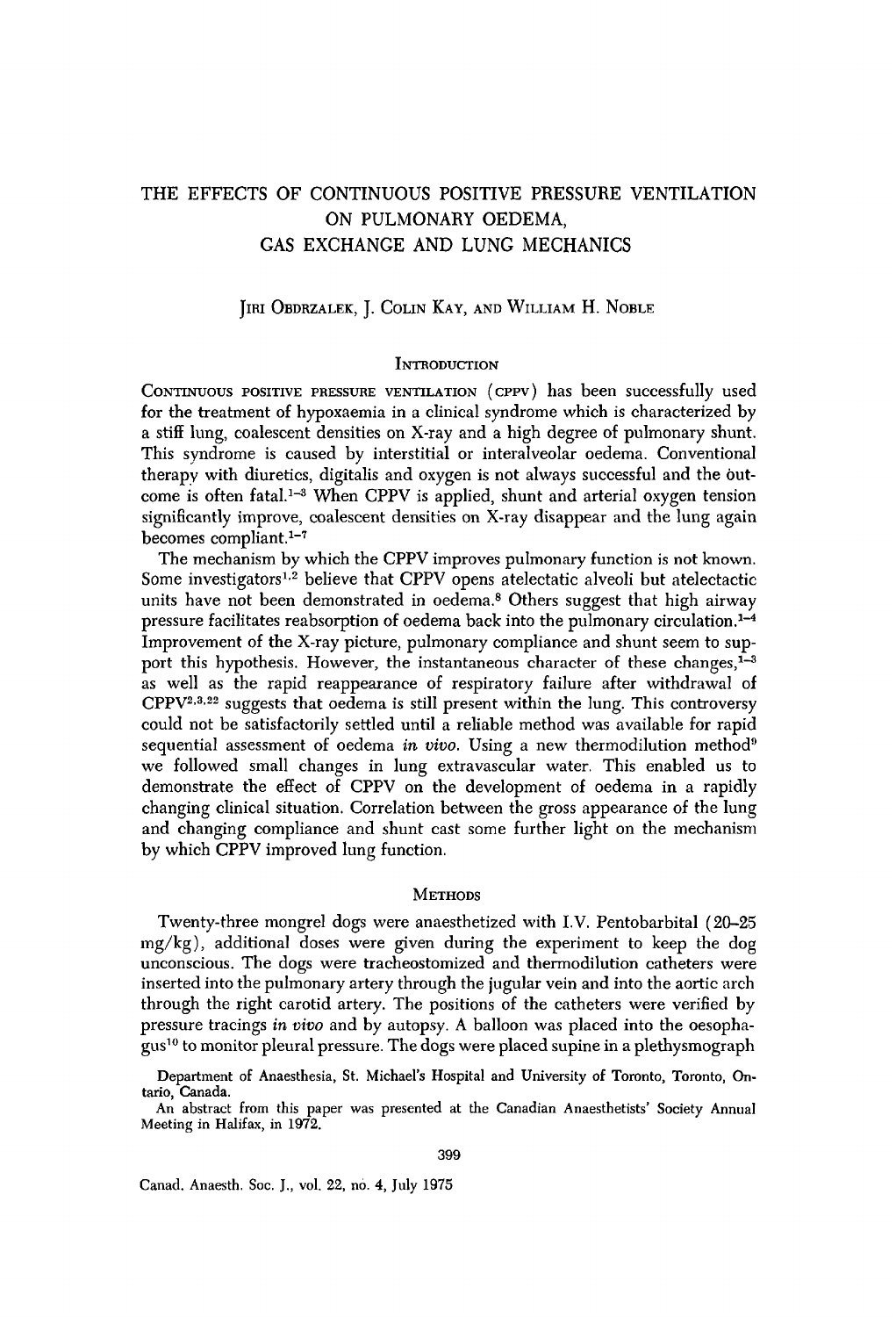# THE EFFECTS OF CONTINUOUS POSITIVE PRESSURE VENTILATION ON PULMONARY OEDEMA, GAS EXCHANGE AND LUNG MECHANICS

JIRI OBDRZALEK, J. COLIN KAY, AND WILLIAM H. NOBLE

## INTRODUCTION

CONTINUOUS POSITIVE PRESSURE VENTILATION (CPPV) has been successfully used for the treatment of hypoxaemia in a clinical syndrome which is characterized by a stiff lung, coalescent densities on X-ray and a high degree of pulmonary shunt. This syndrome is caused by interstitial or interalveolar oedema. Conventional therapy with diuretics, digitalis and oxygen is not always successful and the outcome is often fatal.[1–3] When CPPV is applied, shunt and arterial oxygen tension significantly improve, coalescent densities on X-ray disappear and the lung again becomes compliant.[1–7]

The mechanism by which the CPPV improves pulmonary function is not known. Some investigators[1,2] believe that CPPV opens atelectatic alveoli but atelectactic units have not been demonstrated in oedema.[8] Others suggest that high airway pressure facilitates reabsorption of oedema back into the pulmonary circulation.[1–4] Improvement of the X-ray picture, pulmonary compliance and shunt seem to support this hypothesis. However, the instantaneous character of these changes,[1–3] as well as the rapid reappearance of respiratory failure after withdrawal of CPPV[2,3,22] suggests that oedema is still present within the lung. This controversy could not be satisfactorily settled until a reliable method was available for rapid sequential assessment of oedema *in vivo*. Using a new thermodilution method[9] we followed small changes in lung extravascular water. This enabled us to demonstrate the effect of CPPV on the development of oedema in a rapidly changing clinical situation. Correlation between the gross appearance of the lung and changing compliance and shunt cast some further light on the mechanism by which CPPV improved lung function.

## METHODS

Twenty-three mongrel dogs were anaesthetized with I.V. Pentobarbital (20–25 mg/kg), additional doses were given during the experiment to keep the dog unconscious. The dogs were tracheostomized and thermodilution catheters were inserted into the pulmonary artery through the jugular vein and into the aortic arch through the right carotid artery. The positions of the catheters were verified by pressure tracings *in vivo* and by autopsy. A balloon was placed into the oesophagus[10] to monitor pleural pressure. The dogs were placed supine in a plethysmograph

Department of Anaesthesia, St. Michael's Hospital and University of Toronto, Toronto, Ontario, Canada.

An abstract from this paper was presented at the Canadian Anaesthetists' Society Annual Meeting in Halifax, in 1972.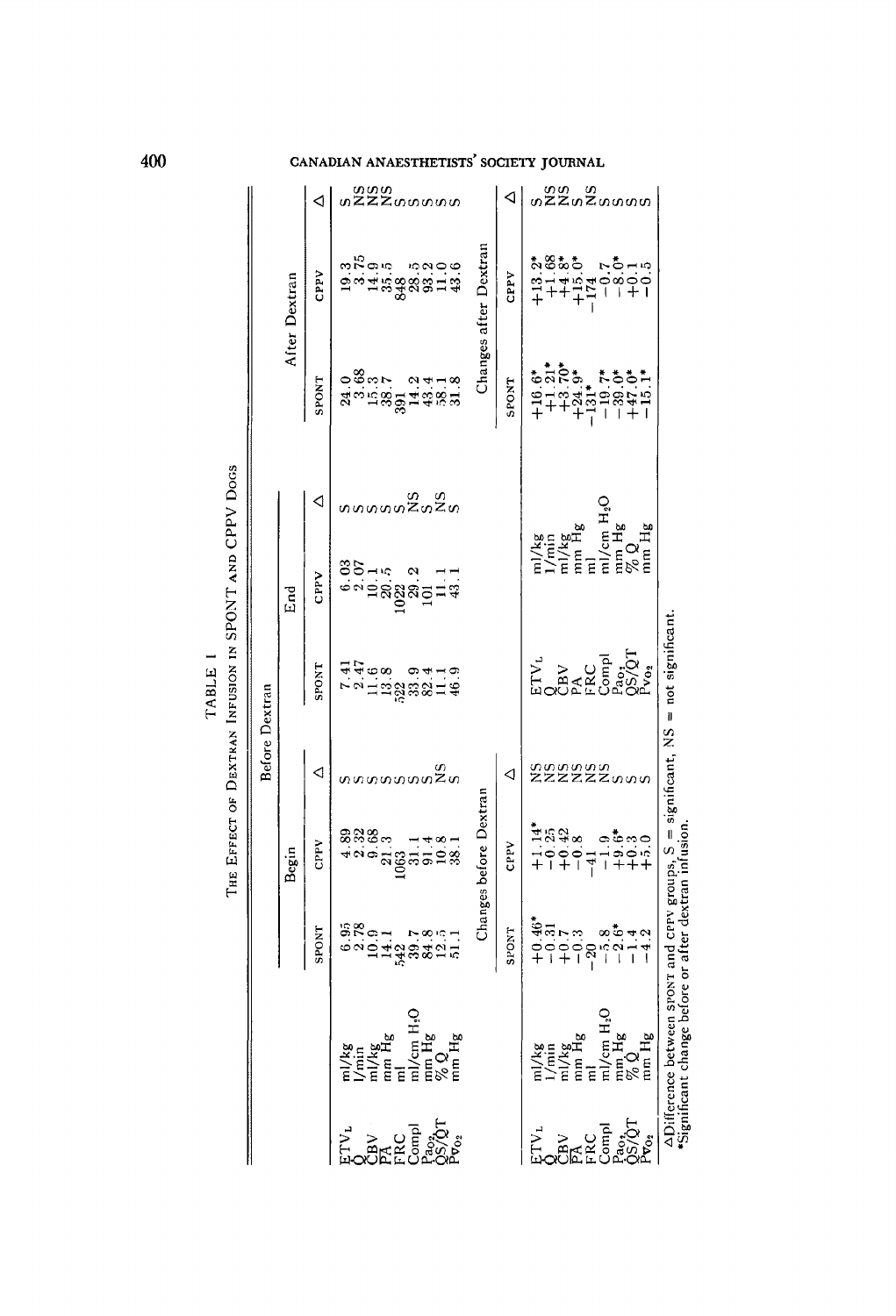TABLE I

THE EFFECT OF DEXTRAN INFUSION IN SPONT AND CPPV DOGS

| | | Before Dextran | | | | | | After Dextran | | |
|---|---|---|---|---|---|---|---|---|---|---|
| | | Begin | | | End | | | | | |
| | | SPONT | CPPV | Δ | SPONT | CPPV | Δ | SPONT | CPPV | Δ |
| $ETV_L$ | ml/kg | 6.95 | 4.89 | S | 7.41 | 6.03 | S | 24.0 | 19.3 | S |
| $\dot{Q}$ | l/min | 2.78 | 2.32 | S | 2.47 | 2.07 | S | 3.68 | 3.75 | NS |
| CBV | ml/kg | 10.9 | 9.68 | S | 11.6 | 10.1 | S | 15.3 | 14.9 | NS |
| $\overline{PA}$ | mm Hg | 14.1 | 21.3 | S | 13.8 | 20.5 | S | 38.7 | 35.5 | NS |
| FRC | ml | 542 | 1063 | S | 522 | 1022 | S | 391 | 848 | S |
| Compl | ml/cm $H_2O$ | 39.7 | 31.1 | S | 33.9 | 29.2 | NS | 14.2 | 28.5 | S |
| $Pa_{O_2}$ | mm Hg | 84.8 | 91.4 | S | 82.4 | 101 | S | 43.4 | 93.2 | S |
| $\dot{Q}S/\dot{Q}T$ | % $\dot{Q}$ | 12.5 | 10.8 | NS | 11.1 | 11.1 | NS | 58.1 | 11.0 | S |
| $P\bar{v}_{O_2}$ | mm Hg | 51.1 | 38.1 | S | 46.9 | 43.1 | S | 31.8 | 43.6 | S |

| | | Changes before Dextran | | | Changes after Dextran | | |
|---|---|---|---|---|---|---|---|
| | | SPONT | CPPV | Δ | SPONT | CPPV | Δ |
| $ETV_L$ | ml/kg | +0.46* | +1.14* | NS | +16.6* | +13.2* | S |
| $\dot{Q}$ | l/min | −0.31 | −0.25 | NS | +1.21* | +1.68 | NS |
| CBV | ml/kg | +0.7 | +0.42 | NS | +3.70* | +4.8* | NS |
| $\overline{PA}$ | mm Hg | −0.3 | −0.8 | NS | +24.9* | +15.0* | S |
| FRC | ml | −20 | −41 | NS | −131* | −174 | NS |
| Compl | ml/cm $H_2O$ | −5.8 | −1.9 | NS | −19.7* | −0.7 | S |
| $Pa_{O_2}$ | mm Hg | −2.6* | +9.6* | S | −39.0* | −8.0* | S |
| $\dot{Q}S/\dot{Q}T$ | % $\dot{Q}$ | −1.4 | +0.3 | S | +47.0* | +0.1 | S |
| $P\bar{v}_{O_2}$ | mm Hg | −4.2 | +5.0 | S | −15.1* | −0.5 | S |

ΔDifference between SPONT and CPPV groups, S = significant, NS = not significant.
*Significant change before or after dextran infusion.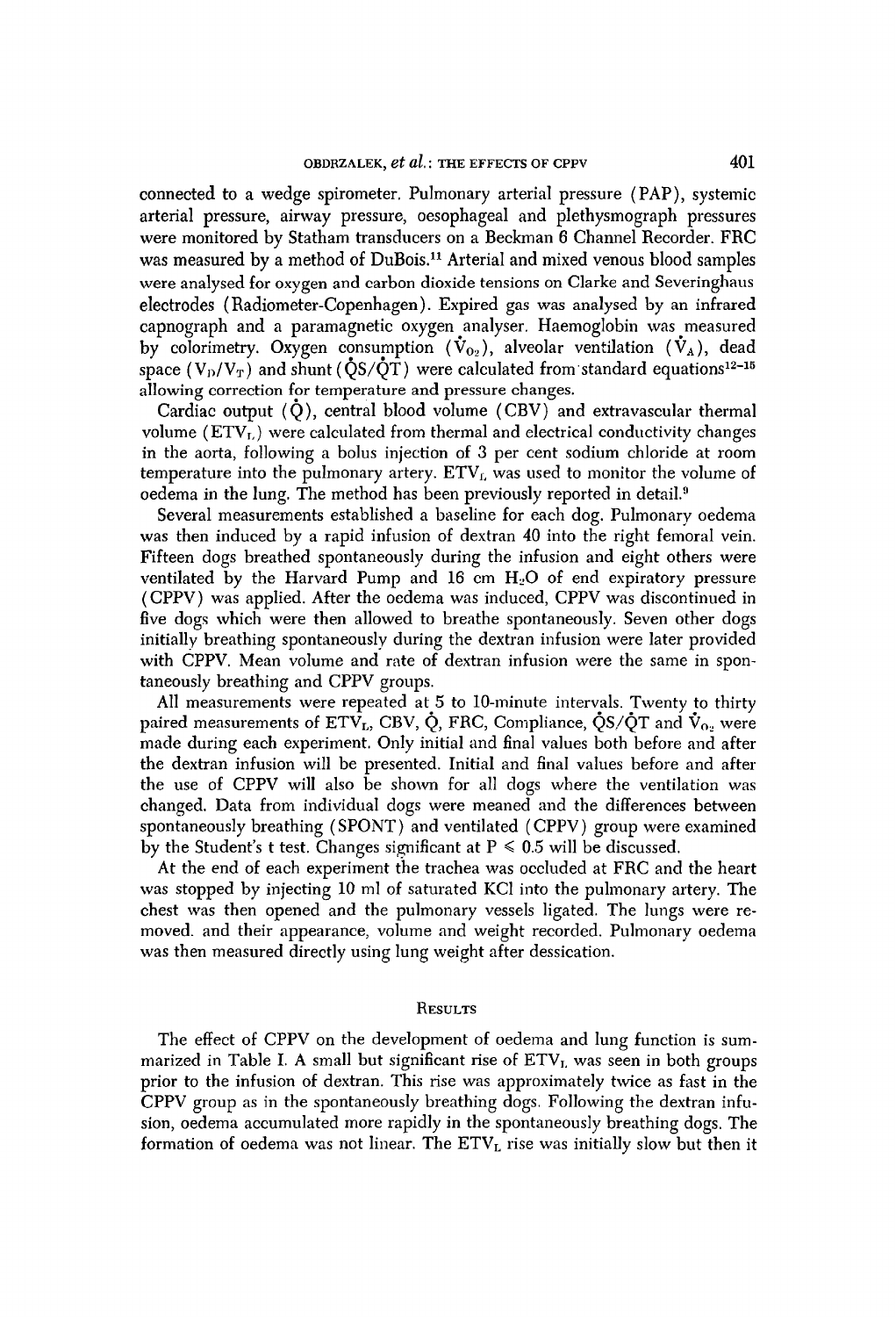connected to a wedge spirometer. Pulmonary arterial pressure (PAP), systemic arterial pressure, airway pressure, oesophageal and plethysmograph pressures were monitored by Statham transducers on a Beckman 6 Channel Recorder. FRC was measured by a method of DuBois.[11] Arterial and mixed venous blood samples were analysed for oxygen and carbon dioxide tensions on Clarke and Severinghaus electrodes (Radiometer-Copenhagen). Expired gas was analysed by an infrared capnograph and a paramagnetic oxygen analyser. Haemoglobin was measured by colorimetry. Oxygen consumption ($\dot{V}_{O_2}$), alveolar ventilation ($\dot{V}_A$), dead space ($V_D/V_T$) and shunt ($\dot{Q}S/\dot{Q}T$) were calculated from standard equations[12–15] allowing correction for temperature and pressure changes.

Cardiac output ($\dot{Q}$), central blood volume (CBV) and extravascular thermal volume ($ETV_L$) were calculated from thermal and electrical conductivity changes in the aorta, following a bolus injection of 3 per cent sodium chloride at room temperature into the pulmonary artery. $ETV_L$ was used to monitor the volume of oedema in the lung. The method has been previously reported in detail.[9]

Several measurements established a baseline for each dog. Pulmonary oedema was then induced by a rapid infusion of dextran 40 into the right femoral vein. Fifteen dogs breathed spontaneously during the infusion and eight others were ventilated by the Harvard Pump and 16 cm $H_2O$ of end expiratory pressure (CPPV) was applied. After the oedema was induced, CPPV was discontinued in five dogs which were then allowed to breathe spontaneously. Seven other dogs initially breathing spontaneously during the dextran infusion were later provided with CPPV. Mean volume and rate of dextran infusion were the same in spontaneously breathing and CPPV groups.

All measurements were repeated at 5 to 10-minute intervals. Twenty to thirty paired measurements of $ETV_L$, CBV, $\dot{Q}$, FRC, Compliance, $\dot{Q}S/\dot{Q}T$ and $\dot{V}_{O_2}$ were made during each experiment. Only initial and final values both before and after the dextran infusion will be presented. Initial and final values before and after the use of CPPV will also be shown for all dogs where the ventilation was changed. Data from individual dogs were meaned and the differences between spontaneously breathing (SPONT) and ventilated (CPPV) group were examined by the Student's t test. Changes significant at $P \leqslant 0.5$ will be discussed.

At the end of each experiment the trachea was occluded at FRC and the heart was stopped by injecting 10 ml of saturated KCl into the pulmonary artery. The chest was then opened and the pulmonary vessels ligated. The lungs were removed. and their appearance, volume and weight recorded. Pulmonary oedema was then measured directly using lung weight after dessication.

## Results

The effect of CPPV on the development of oedema and lung function is summarized in Table I. A small but significant rise of $ETV_L$ was seen in both groups prior to the infusion of dextran. This rise was approximately twice as fast in the CPPV group as in the spontaneously breathing dogs. Following the dextran infusion, oedema accumulated more rapidly in the spontaneously breathing dogs. The formation of oedema was not linear. The $ETV_L$ rise was initially slow but then it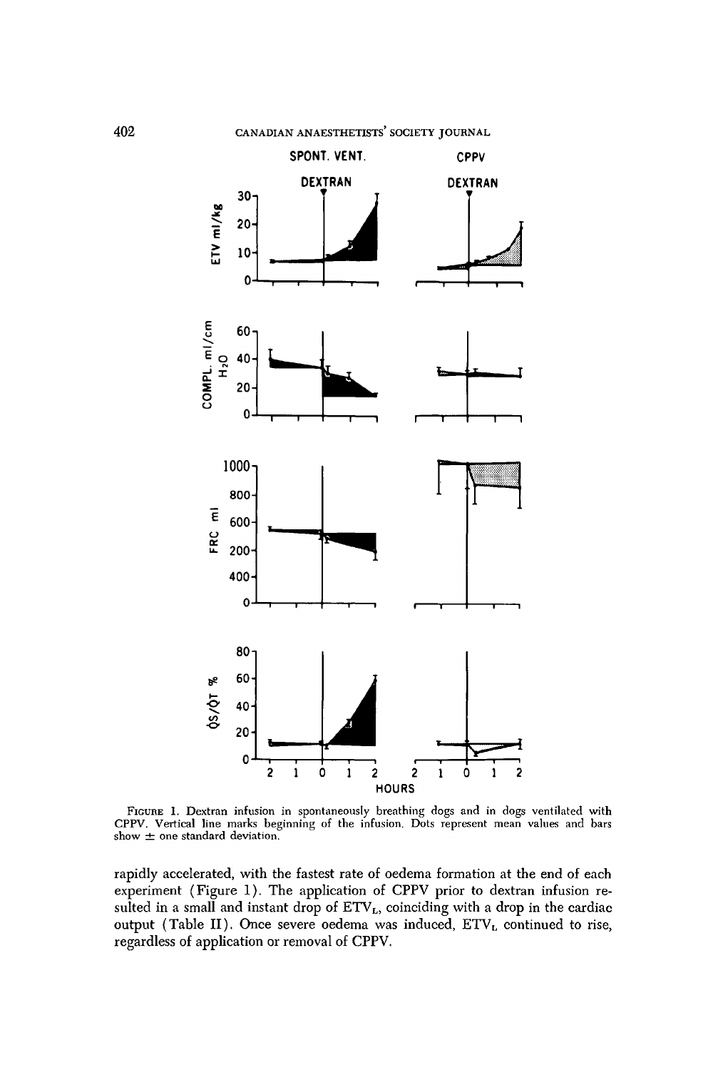FIGURE 1. Dextran infusion in spontaneously breathing dogs and in dogs ventilated with CPPV. Vertical line marks beginning of the infusion. Dots represent mean values and bars show ± one standard deviation.

rapidly accelerated, with the fastest rate of oedema formation at the end of each experiment (Figure 1). The application of CPPV prior to dextran infusion resulted in a small and instant drop of $ETV_L$, coinciding with a drop in the cardiac output (Table II). Once severe oedema was induced, $ETV_L$ continued to rise, regardless of application or removal of CPPV.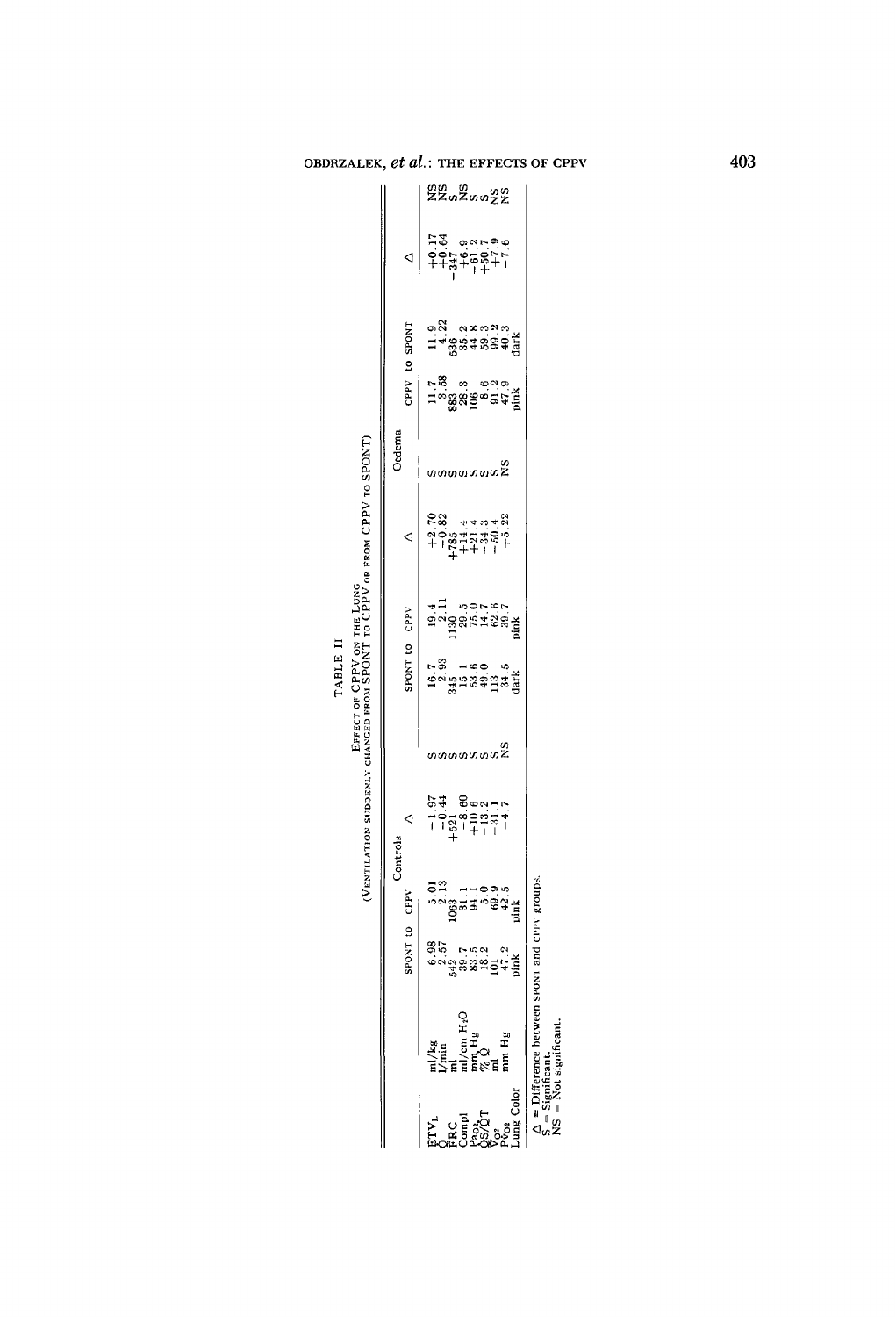TABLE II

EFFECT OF CPPV ON THE LUNG

(VENTILATION SUDDENLY CHANGED FROM SPONT TO CPPV OR FROM CPPV TO SPONT)

| | | Controls | | | | Oedema | | | | | | | |
|---|---|---|---|---|---|---|---|---|---|---|---|---|---|
| | | SPONT to | CPPV | Δ | | SPONT to | CPPV | Δ | | CPPV to | SPONT | Δ | |
| $ETV_L$ | ml/kg | 6.98 | 5.01 | −1.97 | S | 16.7 | 19.4 | +2.70 | S | 11.7 | 11.9 | +0.17 | NS |
| $\dot{Q}$ | L/min | 2.57 | 2.13 | −0.44 | S | 2.93 | 2.11 | −0.82 | S | 3.58 | 4.22 | +0.64 | NS |
| FRC | ml | 542 | 1063 | +521 | S | 345 | 1130 | +785 | S | 883 | 536 | −347 | S |
| Compl | ml/cm $H_2O$ | 39.7 | 31.1 | −8.60 | S | 15.1 | 29.5 | +14.4 | S | 28.3 | 35.2 | +6.9 | NS |
| $Pa_{O_2}$ | mm Hg | 83.5 | 94.1 | +10.6 | S | 53.6 | 75.0 | +21.4 | S | 106 | 44.8 | −61.2 | S |
| $\dot{Q}S/\dot{Q}T$ | % $\dot{Q}$ | 18.2 | 5.0 | −13.2 | S | 49.0 | 14.7 | −34.3 | S | 8.6 | 59.3 | +50.7 | S |
| $\dot{V}_{O_2}$ | ml | 101 | 69.9 | −31.1 | S | 113 | 62.6 | −50.4 | S | 91.2 | 99.2 | +7.9 | NS |
| $P\bar{v}_{O_2}$ | mm Hg | 47.2 | 42.5 | −4.7 | NS | 34.5 | 39.7 | +5.22 | NS | 47.9 | 40.3 | −7.6 | NS |
| Lung Color | | pink | pink | | | dark | pink | | | pink | dark | | |

Δ = Difference between SPONT and CPPV groups.
S = Significant.
NS = Not significant.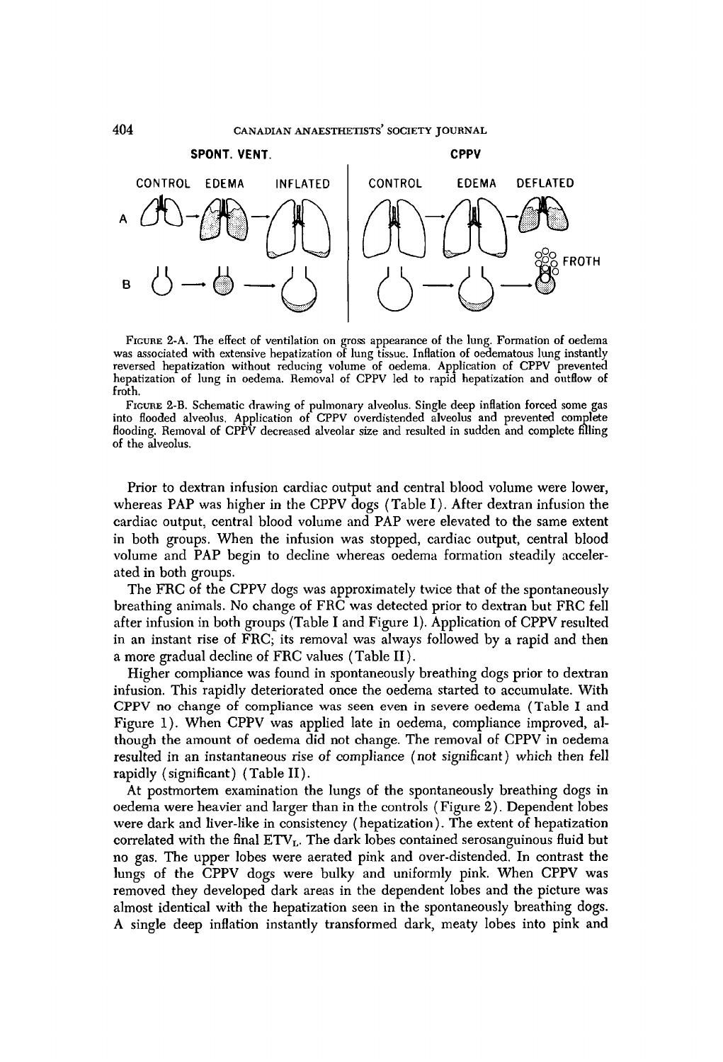SPONT. VENT.

CONTROL EDEMA INFLATED

CPPV

CONTROL EDEMA DEFLATED

A

B

FROTH

FIGURE 2-A. The effect of ventilation on gross appearance of the lung. Formation of oedema was associated with extensive hepatization of lung tissue. Inflation of oedematous lung instantly reversed hepatization without reducing volume of oedema. Application of CPPV prevented hepatization of lung in oedema. Removal of CPPV led to rapid hepatization and outflow of froth.

FIGURE 2-B. Schematic drawing of pulmonary alveolus. Single deep inflation forced some gas into flooded alveolus. Application of CPPV overdistended alveolus and prevented complete flooding. Removal of CPPV decreased alveolar size and resulted in sudden and complete filling of the alveolus.

Prior to dextran infusion cardiac output and central blood volume were lower, whereas PAP was higher in the CPPV dogs (Table I). After dextran infusion the cardiac output, central blood volume and PAP were elevated to the same extent in both groups. When the infusion was stopped, cardiac output, central blood volume and PAP begin to decline whereas oedema formation steadily accelerated in both groups.

The FRC of the CPPV dogs was approximately twice that of the spontaneously breathing animals. No change of FRC was detected prior to dextran but FRC fell after infusion in both groups (Table I and Figure 1). Application of CPPV resulted in an instant rise of FRC; its removal was always followed by a rapid and then a more gradual decline of FRC values (Table II).

Higher compliance was found in spontaneously breathing dogs prior to dextran infusion. This rapidly deteriorated once the oedema started to accumulate. With CPPV no change of compliance was seen even in severe oedema (Table I and Figure 1). When CPPV was applied late in oedema, compliance improved, although the amount of oedema did not change. The removal of CPPV in oedema resulted in an instantaneous rise of compliance (not significant) which then fell rapidly (significant) (Table II).

At postmortem examination the lungs of the spontaneously breathing dogs in oedema were heavier and larger than in the controls (Figure 2). Dependent lobes were dark and liver-like in consistency (hepatization). The extent of hepatization correlated with the final $ETV_L$. The dark lobes contained serosanguinous fluid but no gas. The upper lobes were aerated pink and over-distended. In contrast the lungs of the CPPV dogs were bulky and uniformly pink. When CPPV was removed they developed dark areas in the dependent lobes and the picture was almost identical with the hepatization seen in the spontaneously breathing dogs. A single deep inflation instantly transformed dark, meaty lobes into pink and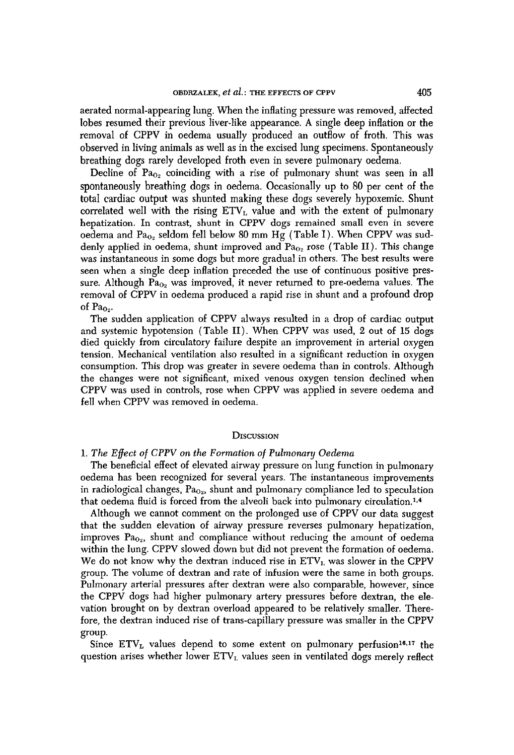aerated normal-appearing lung. When the inflating pressure was removed, affected lobes resumed their previous liver-like appearance. A single deep inflation or the removal of CPPV in oedema usually produced an outflow of froth. This was observed in living animals as well as in the excised lung specimens. Spontaneously breathing dogs rarely developed froth even in severe pulmonary oedema.

Decline of $Pa_{O_2}$ coinciding with a rise of pulmonary shunt was seen in all spontaneously breathing dogs in oedema. Occasionally up to 80 per cent of the total cardiac output was shunted making these dogs severely hypoxemic. Shunt correlated well with the rising $ETV_L$ value and with the extent of pulmonary hepatization. In contrast, shunt in CPPV dogs remained small even in severe oedema and $Pa_{O_2}$ seldom fell below 80 mm Hg (Table I). When CPPV was suddenly applied in oedema, shunt improved and $Pa_{O_2}$ rose (Table II). This change was instantaneous in some dogs but more gradual in others. The best results were seen when a single deep inflation preceded the use of continuous positive pressure. Although $Pa_{O_2}$ was improved, it never returned to pre-oedema values. The removal of CPPV in oedema produced a rapid rise in shunt and a profound drop of $Pa_{O_2}$.

The sudden application of CPPV always resulted in a drop of cardiac output and systemic hypotension (Table II). When CPPV was used, 2 out of 15 dogs died quickly from circulatory failure despite an improvement in arterial oxygen tension. Mechanical ventilation also resulted in a significant reduction in oxygen consumption. This drop was greater in severe oedema than in controls. Although the changes were not significant, mixed venous oxygen tension declined when CPPV was used in controls, rose when CPPV was applied in severe oedema and fell when CPPV was removed in oedema.

## Discussion

### 1. *The Effect of CPPV on the Formation of Pulmonary Oedema*

The beneficial effect of elevated airway pressure on lung function in pulmonary oedema has been recognized for several years. The instantaneous improvements in radiological changes, $Pa_{O_2}$, shunt and pulmonary compliance led to speculation that oedema fluid is forced from the alveoli back into pulmonary circulation.[1,4]

Although we cannot comment on the prolonged use of CPPV our data suggest that the sudden elevation of airway pressure reverses pulmonary hepatization, improves $Pa_{O_2}$, shunt and compliance without reducing the amount of oedema within the lung. CPPV slowed down but did not prevent the formation of oedema. We do not know why the dextran induced rise in $ETV_L$ was slower in the CPPV group. The volume of dextran and rate of infusion were the same in both groups. Pulmonary arterial pressures after dextran were also comparable, however, since the CPPV dogs had higher pulmonary artery pressures before dextran, the elevation brought on by dextran overload appeared to be relatively smaller. Therefore, the dextran induced rise of trans-capillary pressure was smaller in the CPPV group.

Since $ETV_L$ values depend to some extent on pulmonary perfusion[16,17] the question arises whether lower $ETV_L$ values seen in ventilated dogs merely reflect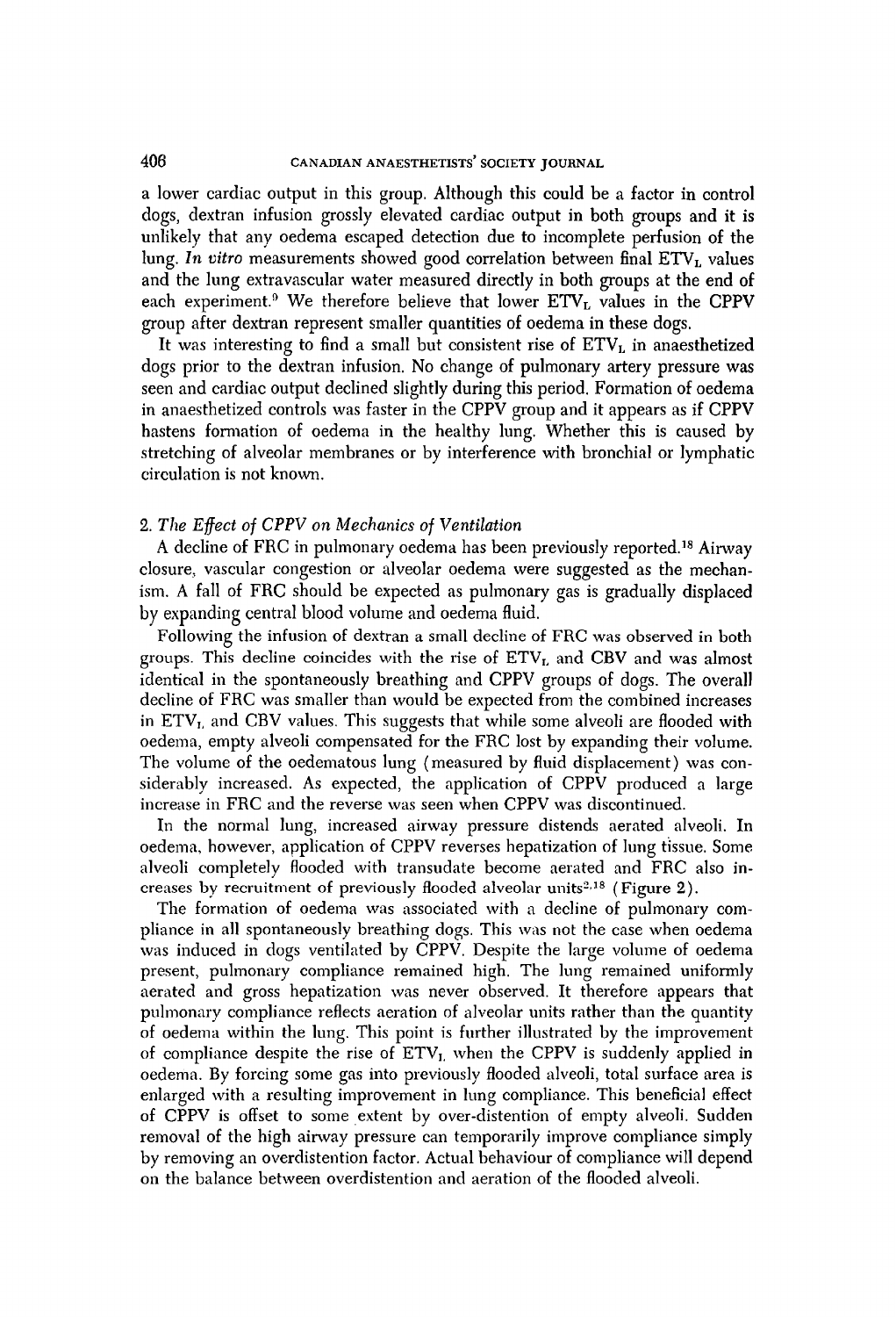a lower cardiac output in this group. Although this could be a factor in control dogs, dextran infusion grossly elevated cardiac output in both groups and it is unlikely that any oedema escaped detection due to incomplete perfusion of the lung. *In vitro* measurements showed good correlation between final $ETV_L$ values and the lung extravascular water measured directly in both groups at the end of each experiment.[9] We therefore believe that lower $ETV_L$ values in the CPPV group after dextran represent smaller quantities of oedema in these dogs.

It was interesting to find a small but consistent rise of $ETV_L$ in anaesthetized dogs prior to the dextran infusion. No change of pulmonary artery pressure was seen and cardiac output declined slightly during this period. Formation of oedema in anaesthetized controls was faster in the CPPV group and it appears as if CPPV hastens formation of oedema in the healthy lung. Whether this is caused by stretching of alveolar membranes or by interference with bronchial or lymphatic circulation is not known.

### 2. *The Effect of CPPV on Mechanics of Ventilation*

A decline of FRC in pulmonary oedema has been previously reported.[18] Airway closure, vascular congestion or alveolar oedema were suggested as the mechanism. A fall of FRC should be expected as pulmonary gas is gradually displaced by expanding central blood volume and oedema fluid.

Following the infusion of dextran a small decline of FRC was observed in both groups. This decline coincides with the rise of $ETV_L$ and CBV and was almost identical in the spontaneously breathing and CPPV groups of dogs. The overall decline of FRC was smaller than would be expected from the combined increases in $ETV_L$ and CBV values. This suggests that while some alveoli are flooded with oedema, empty alveoli compensated for the FRC lost by expanding their volume. The volume of the oedematous lung (measured by fluid displacement) was considerably increased. As expected, the application of CPPV produced a large increase in FRC and the reverse was seen when CPPV was discontinued.

In the normal lung, increased airway pressure distends aerated alveoli. In oedema, however, application of CPPV reverses hepatization of lung tissue. Some alveoli completely flooded with transudate become aerated and FRC also increases by recruitment of previously flooded alveolar units[2,18] (Figure 2).

The formation of oedema was associated with a decline of pulmonary compliance in all spontaneously breathing dogs. This was not the case when oedema was induced in dogs ventilated by CPPV. Despite the large volume of oedema present, pulmonary compliance remained high. The lung remained uniformly aerated and gross hepatization was never observed. It therefore appears that pulmonary compliance reflects aeration of alveolar units rather than the quantity of oedema within the lung. This point is further illustrated by the improvement of compliance despite the rise of $ETV_L$ when the CPPV is suddenly applied in oedema. By forcing some gas into previously flooded alveoli, total surface area is enlarged with a resulting improvement in lung compliance. This beneficial effect of CPPV is offset to some extent by over-distention of empty alveoli. Sudden removal of the high airway pressure can temporarily improve compliance simply by removing an overdistention factor. Actual behaviour of compliance will depend on the balance between overdistention and aeration of the flooded alveoli.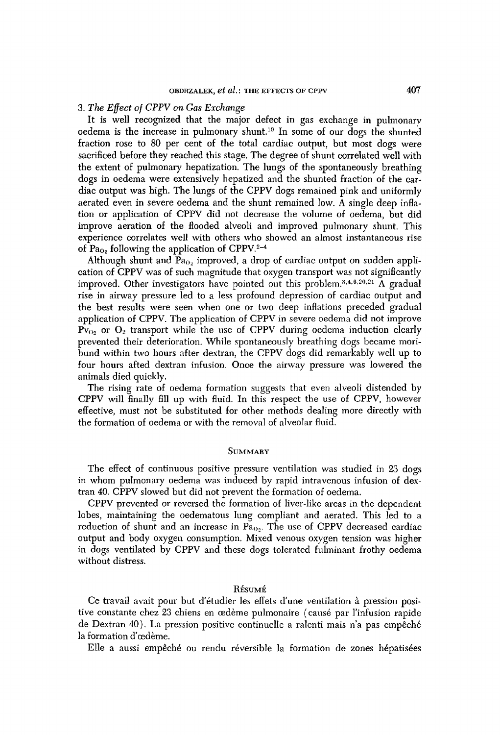### 3. *The Effect of CPPV on Gas Exchange*

It is well recognized that the major defect in gas exchange in pulmonary oedema is the increase in pulmonary shunt.[19] In some of our dogs the shunted fraction rose to 80 per cent of the total cardiac output, but most dogs were sacrificed before they reached this stage. The degree of shunt correlated well with the extent of pulmonary hepatization. The lungs of the spontaneously breathing dogs in oedema were extensively hepatized and the shunted fraction of the cardiac output was high. The lungs of the CPPV dogs remained pink and uniformly aerated even in severe oedema and the shunt remained low. A single deep inflation or application of CPPV did not decrease the volume of oedema, but did improve aeration of the flooded alveoli and improved pulmonary shunt. This experience correlates well with others who showed an almost instantaneous rise of $Pa_{O_2}$ following the application of CPPV.[2–4]

Although shunt and $Pa_{O_2}$ improved, a drop of cardiac output on sudden application of CPPV was of such magnitude that oxygen transport was not significantly improved. Other investigators have pointed out this problem.[3,4,6,20,21] A gradual rise in airway pressure led to a less profound depression of cardiac output and the best results were seen when one or two deep inflations preceded gradual application of CPPV. The application of CPPV in severe oedema did not improve $Pv_{O_2}$ or $O_2$ transport while the use of CPPV during oedema induction clearly prevented their deterioration. While spontaneously breathing dogs became moribund within two hours after dextran, the CPPV dogs did remarkably well up to four hours afted dextran infusion. Once the airway pressure was lowered the animals died quickly.

The rising rate of oedema formation suggests that even alveoli distended by CPPV will finally fill up with fluid. In this respect the use of CPPV, however effective, must not be substituted for other methods dealing more directly with the formation of oedema or with the removal of alveolar fluid.

## Summary

The effect of continuous positive pressure ventilation was studied in 23 dogs in whom pulmonary oedema was induced by rapid intravenous infusion of dextran 40. CPPV slowed but did not prevent the formation of oedema.

CPPV prevented or reversed the formation of liver-like areas in the dependent lobes, maintaining the oedematous lung compliant and aerated. This led to a reduction of shunt and an increase in $Pa_{O_2}$. The use of CPPV decreased cardiac output and body oxygen consumption. Mixed venous oxygen tension was higher in dogs ventilated by CPPV and these dogs tolerated fulminant frothy oedema without distress.

## Résumé

Ce travail avait pour but d'étudier les effets d'une ventilation à pression positive constante chez 23 chiens en œdème pulmonaire (causé par l'infusion rapide de Dextran 40). La pression positive continuelle a ralenti mais n'a pas empêché la formation d'œdème.

Elle a aussi empêché ou rendu réversible la formation de zones hépatisées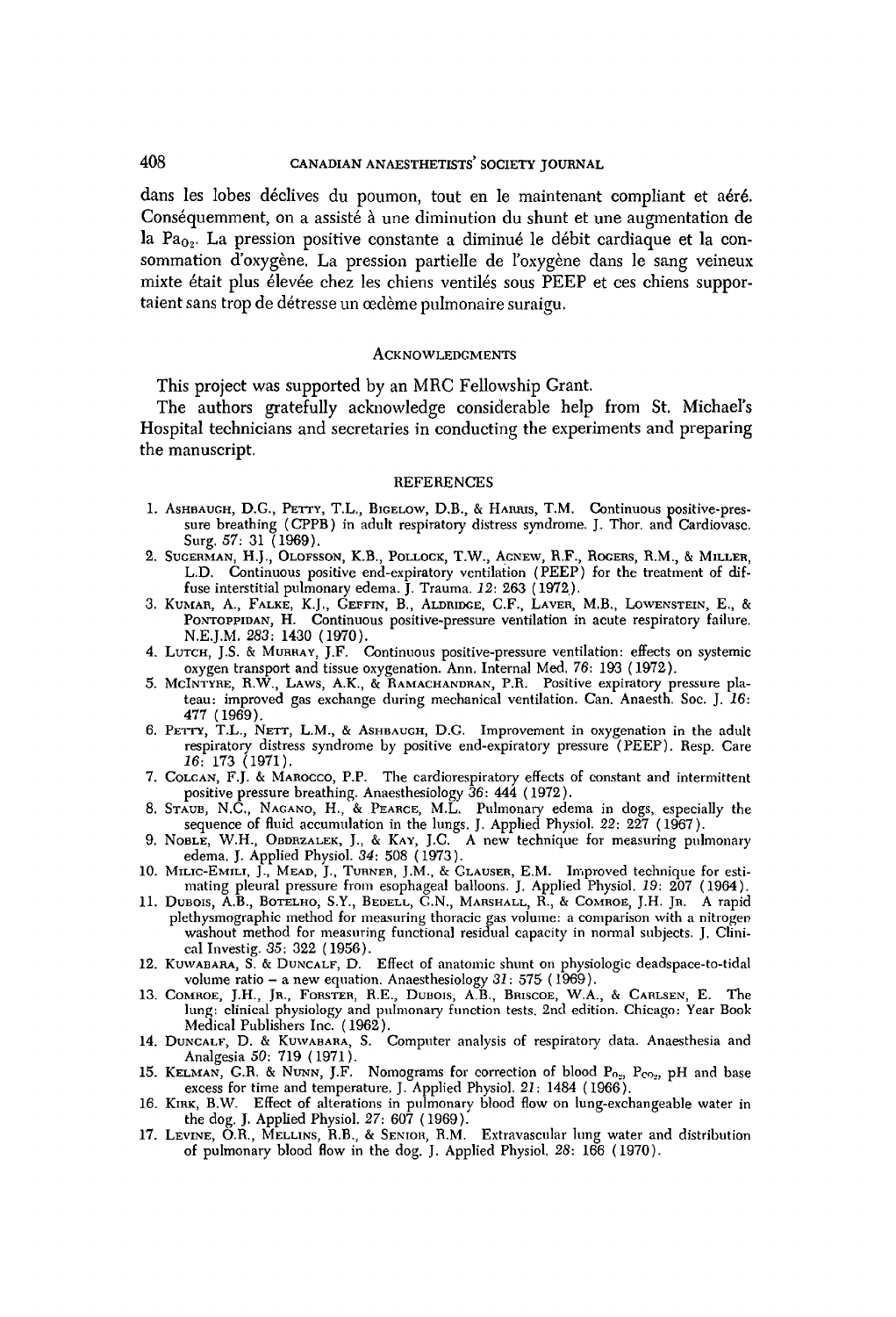dans les lobes déclives du poumon, tout en le maintenant compliant et aéré. Conséquemment, on a assisté à une diminution du shunt et une augmentation de la $Pa_{O_2}$. La pression positive constante a diminué le débit cardiaque et la consommation d'oxygène. La pression partielle de l'oxygène dans le sang veineux mixte était plus élevée chez les chiens ventilés sous PEEP et ces chiens supportaient sans trop de détresse un œdème pulmonaire suraigu.

## ACKNOWLEDGMENTS

This project was supported by an MRC Fellowship Grant.

The authors gratefully acknowledge considerable help from St. Michael's Hospital technicians and secretaries in conducting the experiments and preparing the manuscript.

## REFERENCES

1. Ashbaugh, D.G., Petty, T.L., Bigelow, D.B., & Harris, T.M. Continuous positive-pressure breathing (CPPB) in adult respiratory distress syndrome. J. Thor. and Cardiovasc. Surg. *57*: 31 (1969).
2. Sugerman, H.J., Olofsson, K.B., Pollock, T.W., Agnew, R.F., Rogers, R.M., & Miller, L.D. Continuous positive end-expiratory ventilation (PEEP) for the treatment of diffuse interstitial pulmonary edema. J. Trauma. *12*: 263 (1972).
3. Kumar, A., Falke, K.J., Geffin, B., Aldridge, C.F., Laver, M.B., Lowenstein, E., & Pontoppidan, H. Continuous positive-pressure ventilation in acute respiratory failure. N.E.J.M. *283*: 1430 (1970).
4. Lutch, J.S. & Murray, J.F. Continuous positive-pressure ventilation: effects on systemic oxygen transport and tissue oxygenation. Ann. Internal Med. *76*: 193 (1972).
5. McIntyre, R.W., Laws, A.K., & Ramachandran, P.R. Positive expiratory pressure plateau: improved gas exchange during mechanical ventilation. Can. Anaesth. Soc. J. *16*: 477 (1969).
6. Petty, T.L., Nett, L.M., & Ashbaugh, D.G. Improvement in oxygenation in the adult respiratory distress syndrome by positive end-expiratory pressure (PEEP). Resp. Care *16*: 173 (1971).
7. Colgan, F.J. & Marocco, P.P. The cardiorespiratory effects of constant and intermittent positive pressure breathing. Anaesthesiology *36*: 444 (1972).
8. Staub, N.C., Nagano, H., & Pearce, M.L. Pulmonary edema in dogs, especially the sequence of fluid accumulation in the lungs. J. Applied Physiol. *22*: 227 (1967).
9. Noble, W.H., Obdrzalek, J., & Kay, J.C. A new technique for measuring pulmonary edema. J. Applied Physiol. *34*: 508 (1973).
10. Milic-Emili, J., Mead, J., Turner, J.M., & Glauser, E.M. Improved technique for estimating pleural pressure from esophageal balloons. J. Applied Physiol. *19*: 207 (1964).
11. Dubois, A.B., Botelho, S.Y., Bedell, G.N., Marshall, R., & Comroe, J.H. Jr. A rapid plethysmographic method for measuring thoracic gas volume: a comparison with a nitrogen washout method for measuring functional residual capacity in normal subjects. J. Clinical Investig. *35*: 322 (1956).
12. Kuwabara, S. & Duncalf, D. Effect of anatomic shunt on physiologic deadspace-to-tidal volume ratio – a new equation. Anaesthesiology *31*: 575 (1969).
13. Comroe, J.H., Jr., Forster, R.E., Dubois, A.B., Briscoe, W.A., & Carlsen, E. The lung: clinical physiology and pulmonary function tests. 2nd edition. Chicago: Year Book Medical Publishers Inc. (1962).
14. Duncalf, D. & Kuwabara, S. Computer analysis of respiratory data. Anaesthesia and Analgesia *50*: 719 (1971).
15. Kelman, G.R. & Nunn, J.F. Nomograms for correction of blood $P_{O_2}$, $P_{CO_2}$, pH and base excess for time and temperature. J. Applied Physiol. *21*: 1484 (1966).
16. Kirk, B.W. Effect of alterations in pulmonary blood flow on lung-exchangeable water in the dog. J. Applied Physiol. *27*: 607 (1969).
17. Levine, O.R., Mellins, R.B., & Senior, R.M. Extravascular lung water and distribution of pulmonary blood flow in the dog. J. Applied Physiol. *28*: 166 (1970).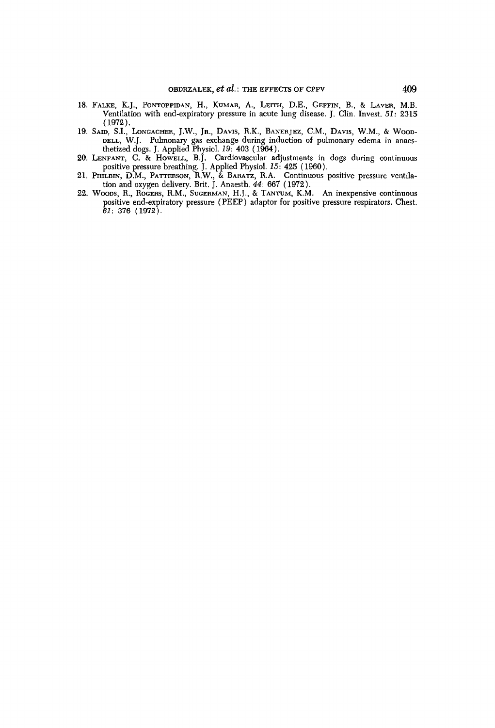18. FALKE, K.J., PONTOPPIDAN, H., KUMAR, A., LEITH, D.E., GEFFIN, B., & LAVER, M.B. Ventilation with end-expiratory pressure in acute lung disease. J. Clin. Invest. *51*: 2315 (1972).
19. SAID, S.I., LONGACHER, J.W., JR., DAVIS, R.K., BANERJEZ, C.M., DAVIS, W.M., & WOODDELL, W.J. Pulmonary gas exchange during induction of pulmonary edema in anaesthetized dogs. J. Applied Physiol. *19*: 403 (1964).
20. LENFANT, C. & HOWELL, B.J. Cardiovascular adjustments in dogs during continuous positive pressure breathing. J. Applied Physiol. *15*: 425 (1960).
21. PHILBIN, D.M., PATTERSON, R.W., & BARATZ, R.A. Continuous positive pressure ventilation and oxygen delivery. Brit. J. Anaesth. *44*: 667 (1972).
22. WOODS, R., ROGERS, R.M., SUGERMAN, H.J., & TANTUM, K.M. An inexpensive continuous positive end-expiratory pressure (PEEP) adaptor for positive pressure respirators. Chest. *61*: 376 (1972).